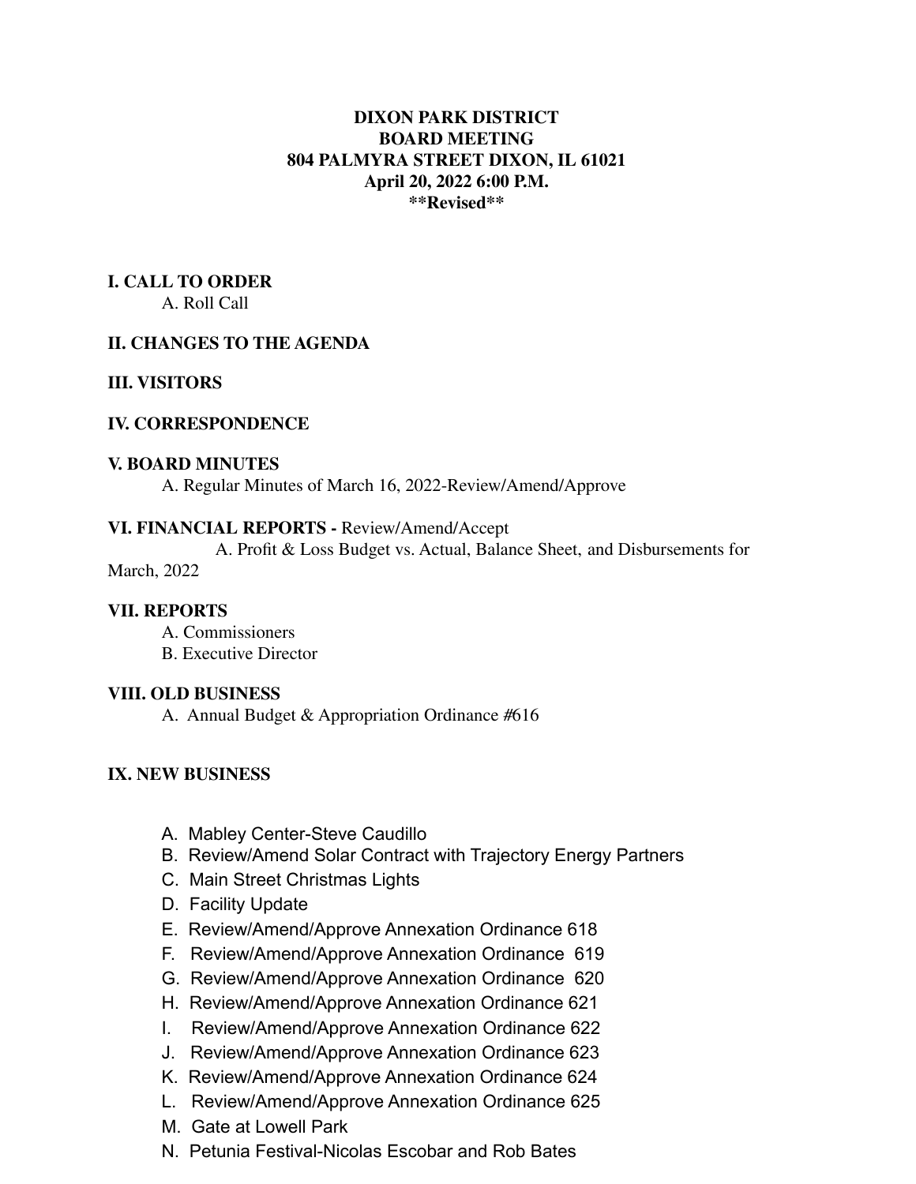**DIXON PARK DISTRICT**
**BOARD MEETING**
**804 PALMYRA STREET DIXON, IL 61021**
**April 20, 2022 6:00 P.M.**
****Revised****

## I. CALL TO ORDER

A. Roll Call

## II. CHANGES TO THE AGENDA

## III. VISITORS

## IV. CORRESPONDENCE

## V. BOARD MINUTES

A. Regular Minutes of March 16, 2022-Review/Amend/Approve

## VI. FINANCIAL REPORTS - Review/Amend/Accept

A. Profit & Loss Budget vs. Actual, Balance Sheet, and Disbursements for March, 2022

## VII. REPORTS

A. Commissioners
B. Executive Director

## VIII. OLD BUSINESS

A. Annual Budget & Appropriation Ordinance #616

## IX. NEW BUSINESS

A. Mabley Center-Steve Caudillo
B. Review/Amend Solar Contract with Trajectory Energy Partners
C. Main Street Christmas Lights
D. Facility Update
E. Review/Amend/Approve Annexation Ordinance 618
F. Review/Amend/Approve Annexation Ordinance 619
G. Review/Amend/Approve Annexation Ordinance 620
H. Review/Amend/Approve Annexation Ordinance 621
I. Review/Amend/Approve Annexation Ordinance 622
J. Review/Amend/Approve Annexation Ordinance 623
K. Review/Amend/Approve Annexation Ordinance 624
L. Review/Amend/Approve Annexation Ordinance 625
M. Gate at Lowell Park
N. Petunia Festival-Nicolas Escobar and Rob Bates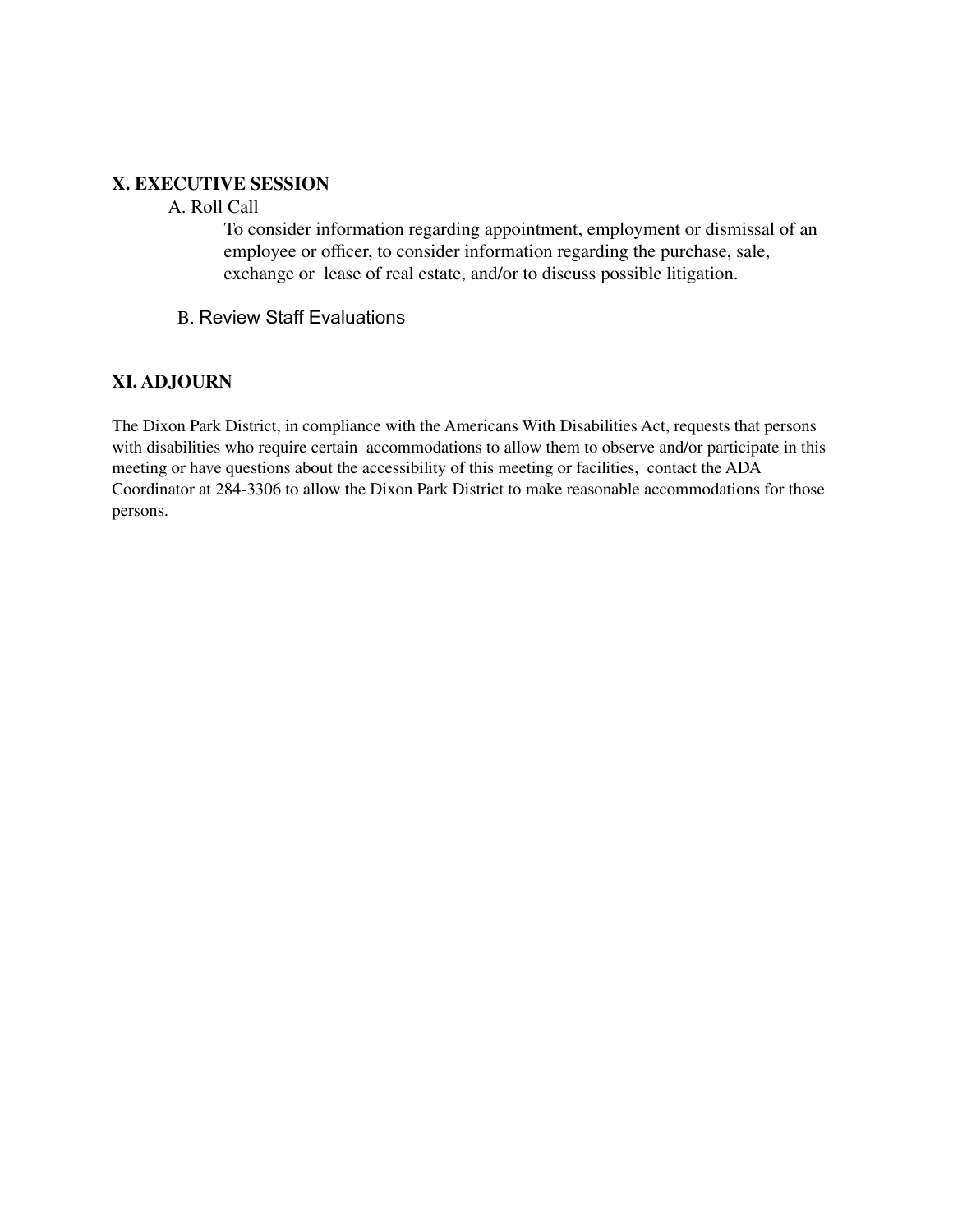## X. EXECUTIVE SESSION

A. Roll Call

To consider information regarding appointment, employment or dismissal of an employee or officer, to consider information regarding the purchase, sale, exchange or lease of real estate, and/or to discuss possible litigation.

B. Review Staff Evaluations

## XI. ADJOURN

The Dixon Park District, in compliance with the Americans With Disabilities Act, requests that persons with disabilities who require certain accommodations to allow them to observe and/or participate in this meeting or have questions about the accessibility of this meeting or facilities, contact the ADA Coordinator at 284-3306 to allow the Dixon Park District to make reasonable accommodations for those persons.